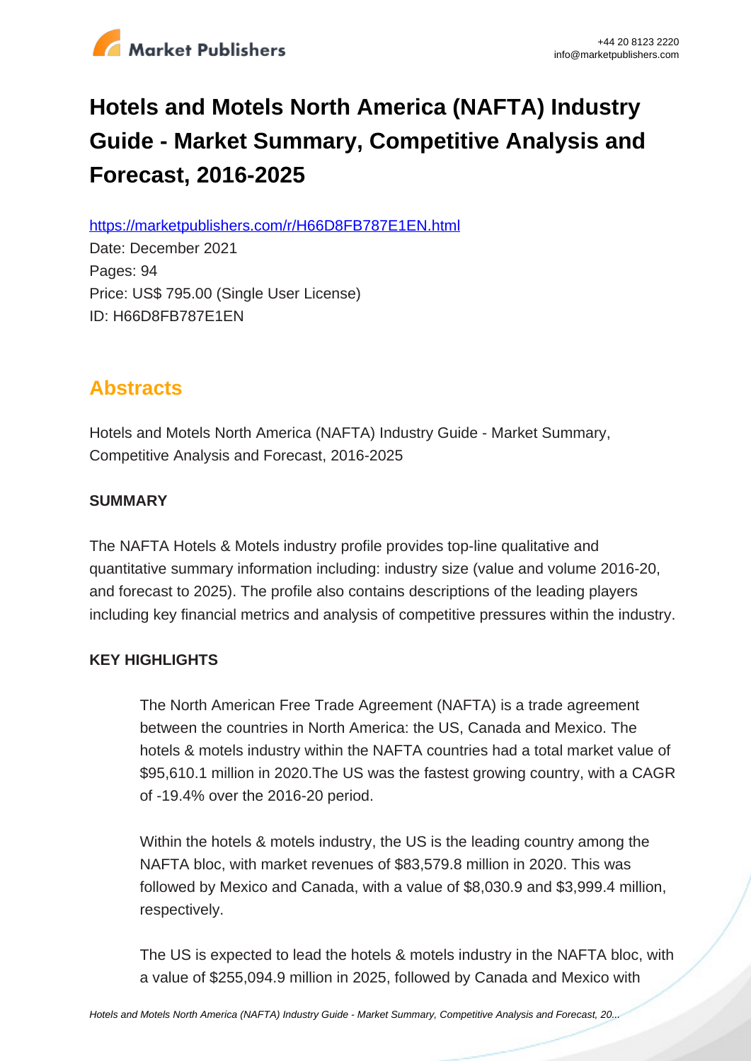# Hotels and Motels North America (NAFTA) Industry Guide - Market Summary, Competitive Analysis and Forecast, 2016-2025

https://marketpublishers.com/r/H66D8FB787E1EN.html

Date: December 2021

Pages: 94

Price: US$ 795.00 (Single User License)

ID: H66D8FB787E1EN

## Abstracts

Hotels and Motels North America (NAFTA) Industry Guide - Market Summary, Competitive Analysis and Forecast, 2016-2025

### SUMMARY

The NAFTA Hotels & Motels industry profile provides top-line qualitative and quantitative summary information including: industry size (value and volume 2016-20, and forecast to 2025). The profile also contains descriptions of the leading players including key financial metrics and analysis of competitive pressures within the industry.

### KEY HIGHLIGHTS

The North American Free Trade Agreement (NAFTA) is a trade agreement between the countries in North America: the US, Canada and Mexico. The hotels & motels industry within the NAFTA countries had a total market value of $95,610.1 million in 2020.The US was the fastest growing country, with a CAGR of -19.4% over the 2016-20 period.

Within the hotels & motels industry, the US is the leading country among the NAFTA bloc, with market revenues of $83,579.8 million in 2020. This was followed by Mexico and Canada, with a value of $8,030.9 and $3,999.4 million, respectively.

The US is expected to lead the hotels & motels industry in the NAFTA bloc, with a value of $255,094.9 million in 2025, followed by Canada and Mexico with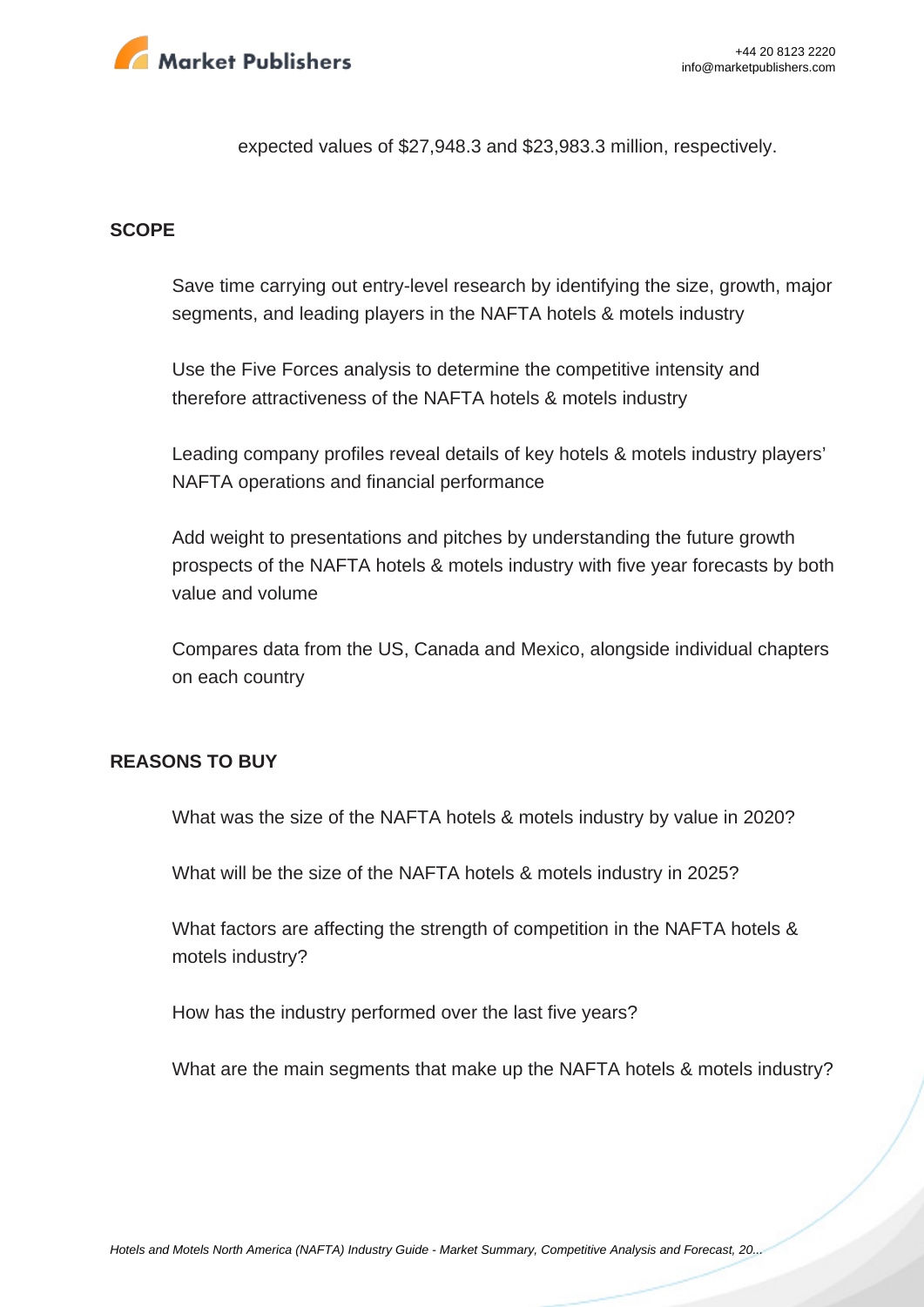expected values of $27,948.3 and $23,983.3 million, respectively.

## SCOPE

- Save time carrying out entry-level research by identifying the size, growth, major segments, and leading players in the NAFTA hotels & motels industry
- Use the Five Forces analysis to determine the competitive intensity and therefore attractiveness of the NAFTA hotels & motels industry
- Leading company profiles reveal details of key hotels & motels industry players' NAFTA operations and financial performance
- Add weight to presentations and pitches by understanding the future growth prospects of the NAFTA hotels & motels industry with five year forecasts by both value and volume
- Compares data from the US, Canada and Mexico, alongside individual chapters on each country

## REASONS TO BUY

- What was the size of the NAFTA hotels & motels industry by value in 2020?
- What will be the size of the NAFTA hotels & motels industry in 2025?
- What factors are affecting the strength of competition in the NAFTA hotels & motels industry?
- How has the industry performed over the last five years?
- What are the main segments that make up the NAFTA hotels & motels industry?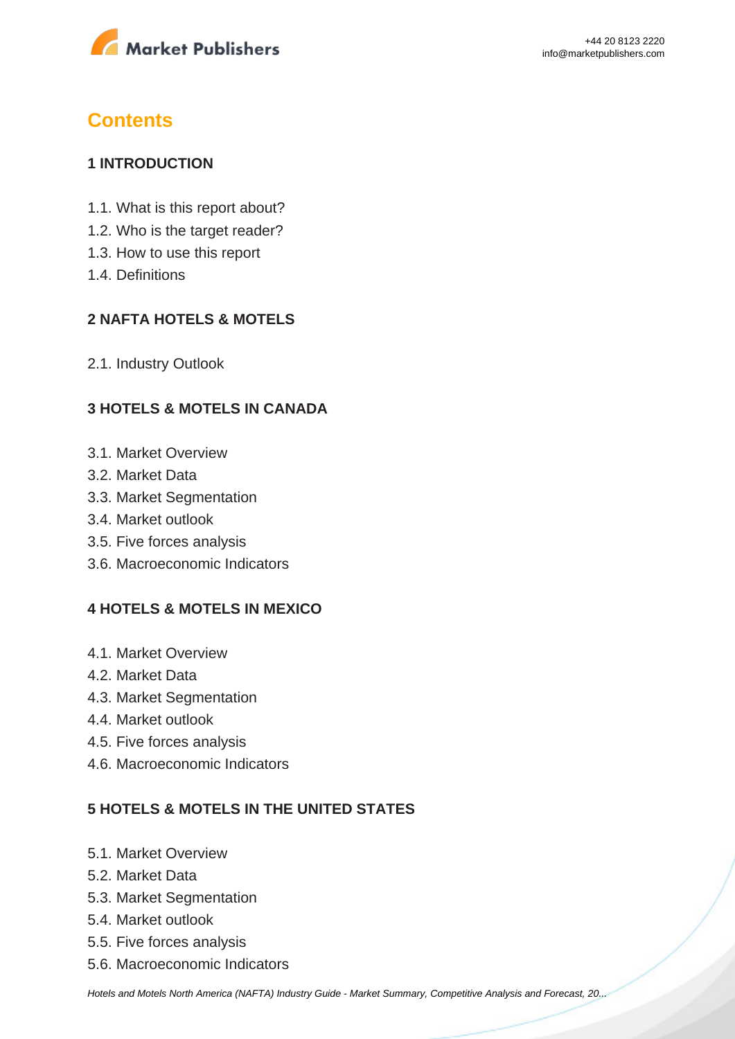# Contents

## 1 INTRODUCTION

1.1. What is this report about?
1.2. Who is the target reader?
1.3. How to use this report
1.4. Definitions

## 2 NAFTA HOTELS & MOTELS

2.1. Industry Outlook

## 3 HOTELS & MOTELS IN CANADA

3.1. Market Overview
3.2. Market Data
3.3. Market Segmentation
3.4. Market outlook
3.5. Five forces analysis
3.6. Macroeconomic Indicators

## 4 HOTELS & MOTELS IN MEXICO

4.1. Market Overview
4.2. Market Data
4.3. Market Segmentation
4.4. Market outlook
4.5. Five forces analysis
4.6. Macroeconomic Indicators

## 5 HOTELS & MOTELS IN THE UNITED STATES

5.1. Market Overview
5.2. Market Data
5.3. Market Segmentation
5.4. Market outlook
5.5. Five forces analysis
5.6. Macroeconomic Indicators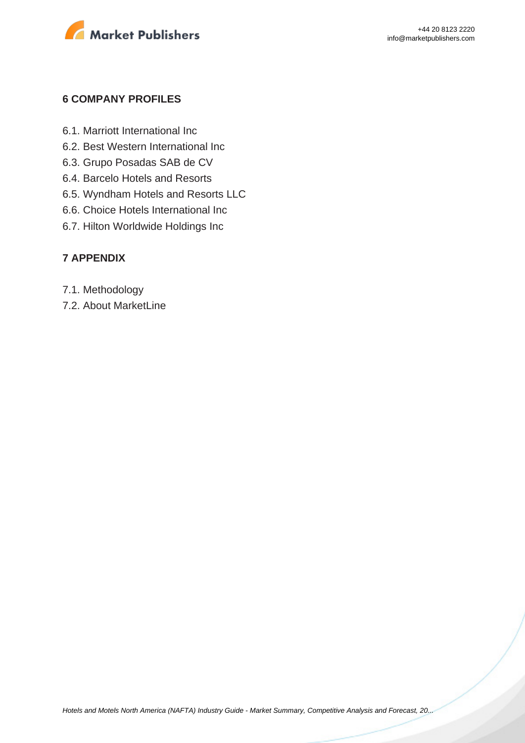## 6 COMPANY PROFILES

6.1. Marriott International Inc
6.2. Best Western International Inc
6.3. Grupo Posadas SAB de CV
6.4. Barcelo Hotels and Resorts
6.5. Wyndham Hotels and Resorts LLC
6.6. Choice Hotels International Inc
6.7. Hilton Worldwide Holdings Inc

## 7 APPENDIX

7.1. Methodology
7.2. About MarketLine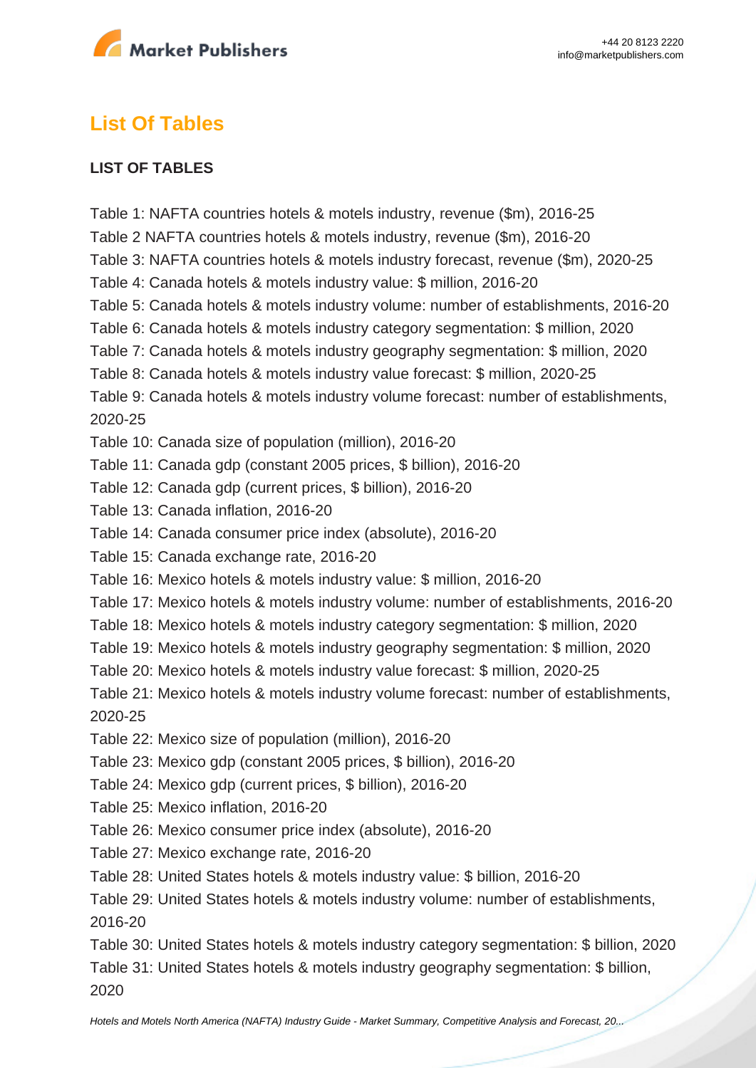## List Of Tables

**LIST OF TABLES**

Table 1: NAFTA countries hotels & motels industry, revenue ($m), 2016-25
Table 2 NAFTA countries hotels & motels industry, revenue ($m), 2016-20
Table 3: NAFTA countries hotels & motels industry forecast, revenue ($m), 2020-25
Table 4: Canada hotels & motels industry value: $ million, 2016-20
Table 5: Canada hotels & motels industry volume: number of establishments, 2016-20
Table 6: Canada hotels & motels industry category segmentation: $ million, 2020
Table 7: Canada hotels & motels industry geography segmentation: $ million, 2020
Table 8: Canada hotels & motels industry value forecast: $ million, 2020-25
Table 9: Canada hotels & motels industry volume forecast: number of establishments, 2020-25
Table 10: Canada size of population (million), 2016-20
Table 11: Canada gdp (constant 2005 prices, $ billion), 2016-20
Table 12: Canada gdp (current prices, $ billion), 2016-20
Table 13: Canada inflation, 2016-20
Table 14: Canada consumer price index (absolute), 2016-20
Table 15: Canada exchange rate, 2016-20
Table 16: Mexico hotels & motels industry value: $ million, 2016-20
Table 17: Mexico hotels & motels industry volume: number of establishments, 2016-20
Table 18: Mexico hotels & motels industry category segmentation: $ million, 2020
Table 19: Mexico hotels & motels industry geography segmentation: $ million, 2020
Table 20: Mexico hotels & motels industry value forecast: $ million, 2020-25
Table 21: Mexico hotels & motels industry volume forecast: number of establishments, 2020-25
Table 22: Mexico size of population (million), 2016-20
Table 23: Mexico gdp (constant 2005 prices, $ billion), 2016-20
Table 24: Mexico gdp (current prices, $ billion), 2016-20
Table 25: Mexico inflation, 2016-20
Table 26: Mexico consumer price index (absolute), 2016-20
Table 27: Mexico exchange rate, 2016-20
Table 28: United States hotels & motels industry value: $ billion, 2016-20
Table 29: United States hotels & motels industry volume: number of establishments, 2016-20
Table 30: United States hotels & motels industry category segmentation: $ billion, 2020
Table 31: United States hotels & motels industry geography segmentation: $ billion, 2020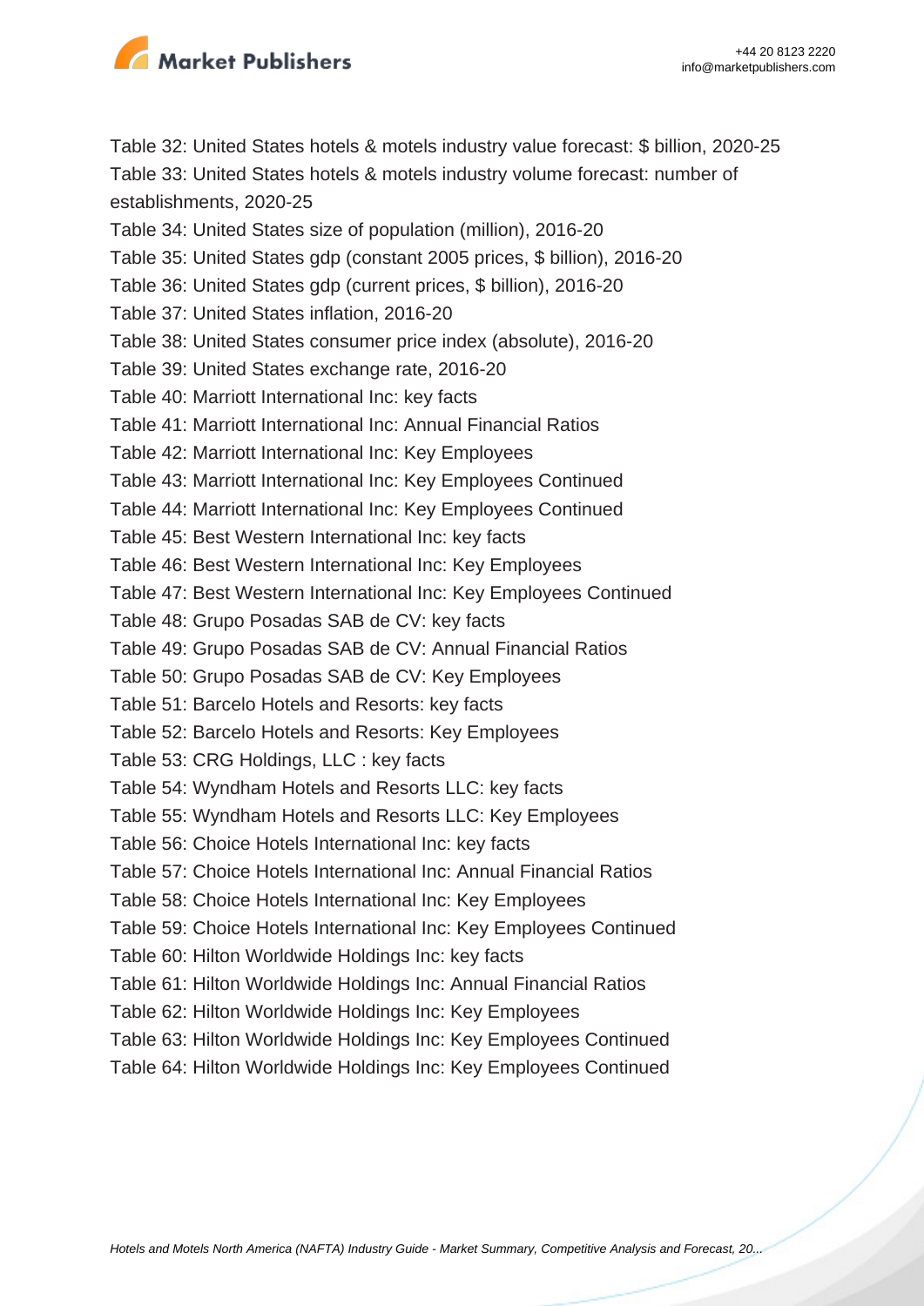Table 32: United States hotels & motels industry value forecast: $ billion, 2020-25

Table 33: United States hotels & motels industry volume forecast: number of establishments, 2020-25

Table 34: United States size of population (million), 2016-20

Table 35: United States gdp (constant 2005 prices, $ billion), 2016-20

Table 36: United States gdp (current prices, $ billion), 2016-20

Table 37: United States inflation, 2016-20

Table 38: United States consumer price index (absolute), 2016-20

Table 39: United States exchange rate, 2016-20

Table 40: Marriott International Inc: key facts

Table 41: Marriott International Inc: Annual Financial Ratios

Table 42: Marriott International Inc: Key Employees

Table 43: Marriott International Inc: Key Employees Continued

Table 44: Marriott International Inc: Key Employees Continued

Table 45: Best Western International Inc: key facts

Table 46: Best Western International Inc: Key Employees

Table 47: Best Western International Inc: Key Employees Continued

Table 48: Grupo Posadas SAB de CV: key facts

Table 49: Grupo Posadas SAB de CV: Annual Financial Ratios

Table 50: Grupo Posadas SAB de CV: Key Employees

Table 51: Barcelo Hotels and Resorts: key facts

Table 52: Barcelo Hotels and Resorts: Key Employees

Table 53: CRG Holdings, LLC : key facts

Table 54: Wyndham Hotels and Resorts LLC: key facts

Table 55: Wyndham Hotels and Resorts LLC: Key Employees

Table 56: Choice Hotels International Inc: key facts

Table 57: Choice Hotels International Inc: Annual Financial Ratios

Table 58: Choice Hotels International Inc: Key Employees

Table 59: Choice Hotels International Inc: Key Employees Continued

Table 60: Hilton Worldwide Holdings Inc: key facts

Table 61: Hilton Worldwide Holdings Inc: Annual Financial Ratios

Table 62: Hilton Worldwide Holdings Inc: Key Employees

Table 63: Hilton Worldwide Holdings Inc: Key Employees Continued

Table 64: Hilton Worldwide Holdings Inc: Key Employees Continued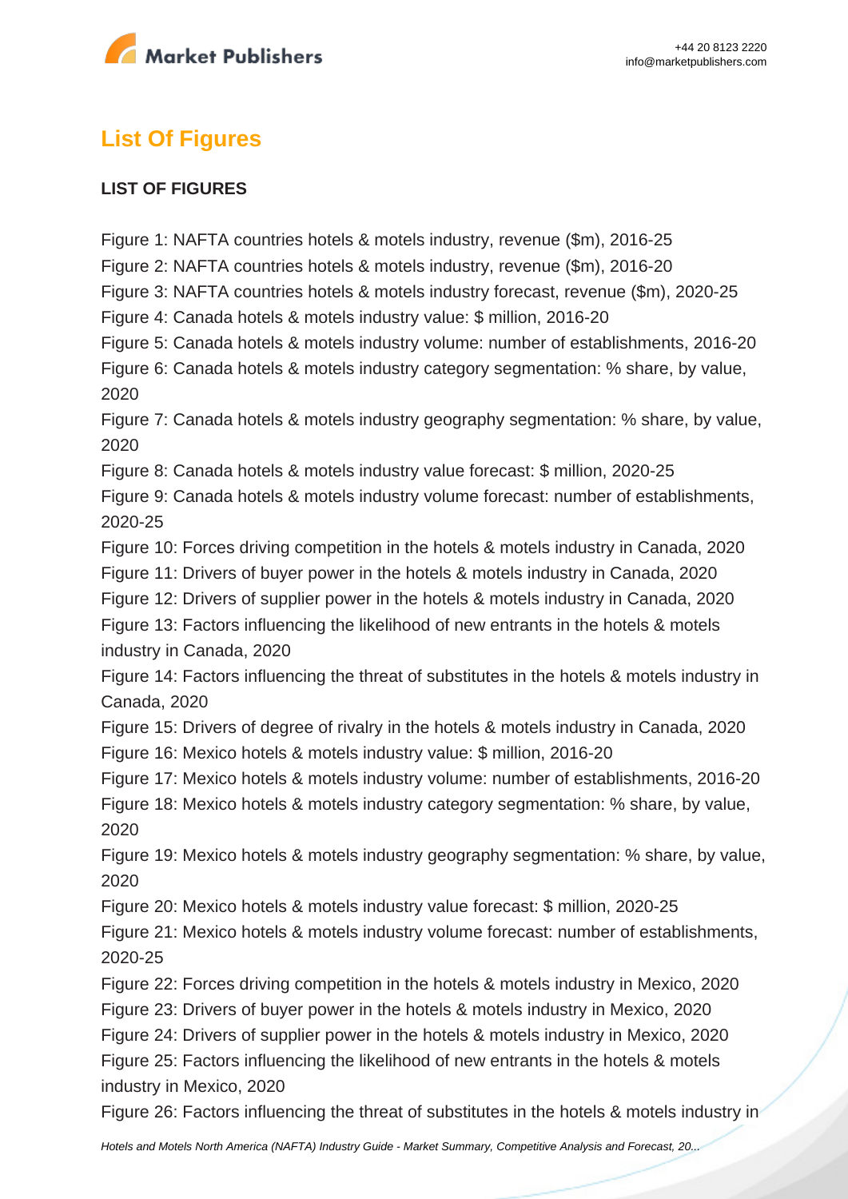## List Of Figures

### LIST OF FIGURES

Figure 1: NAFTA countries hotels & motels industry, revenue ($m), 2016-25

Figure 2: NAFTA countries hotels & motels industry, revenue ($m), 2016-20

Figure 3: NAFTA countries hotels & motels industry forecast, revenue ($m), 2020-25

Figure 4: Canada hotels & motels industry value: $ million, 2016-20

Figure 5: Canada hotels & motels industry volume: number of establishments, 2016-20

Figure 6: Canada hotels & motels industry category segmentation: % share, by value, 2020

Figure 7: Canada hotels & motels industry geography segmentation: % share, by value, 2020

Figure 8: Canada hotels & motels industry value forecast: $ million, 2020-25

Figure 9: Canada hotels & motels industry volume forecast: number of establishments, 2020-25

Figure 10: Forces driving competition in the hotels & motels industry in Canada, 2020

Figure 11: Drivers of buyer power in the hotels & motels industry in Canada, 2020

Figure 12: Drivers of supplier power in the hotels & motels industry in Canada, 2020

Figure 13: Factors influencing the likelihood of new entrants in the hotels & motels industry in Canada, 2020

Figure 14: Factors influencing the threat of substitutes in the hotels & motels industry in Canada, 2020

Figure 15: Drivers of degree of rivalry in the hotels & motels industry in Canada, 2020

Figure 16: Mexico hotels & motels industry value: $ million, 2016-20

Figure 17: Mexico hotels & motels industry volume: number of establishments, 2016-20

Figure 18: Mexico hotels & motels industry category segmentation: % share, by value, 2020

Figure 19: Mexico hotels & motels industry geography segmentation: % share, by value, 2020

Figure 20: Mexico hotels & motels industry value forecast: $ million, 2020-25

Figure 21: Mexico hotels & motels industry volume forecast: number of establishments, 2020-25

Figure 22: Forces driving competition in the hotels & motels industry in Mexico, 2020

Figure 23: Drivers of buyer power in the hotels & motels industry in Mexico, 2020

Figure 24: Drivers of supplier power in the hotels & motels industry in Mexico, 2020

Figure 25: Factors influencing the likelihood of new entrants in the hotels & motels industry in Mexico, 2020

Figure 26: Factors influencing the threat of substitutes in the hotels & motels industry in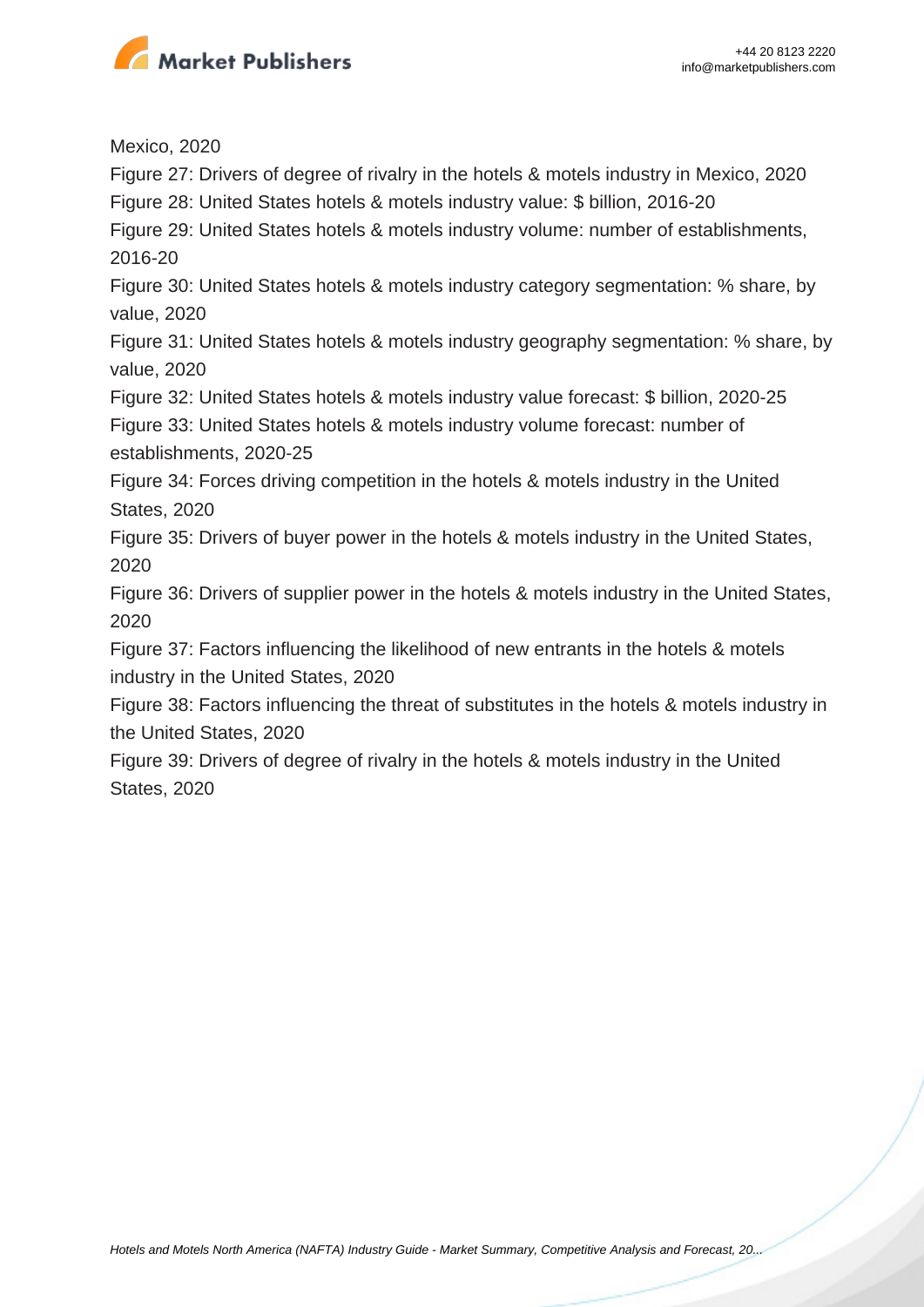Mexico, 2020

Figure 27: Drivers of degree of rivalry in the hotels & motels industry in Mexico, 2020

Figure 28: United States hotels & motels industry value: $ billion, 2016-20

Figure 29: United States hotels & motels industry volume: number of establishments, 2016-20

Figure 30: United States hotels & motels industry category segmentation: % share, by value, 2020

Figure 31: United States hotels & motels industry geography segmentation: % share, by value, 2020

Figure 32: United States hotels & motels industry value forecast: $ billion, 2020-25

Figure 33: United States hotels & motels industry volume forecast: number of establishments, 2020-25

Figure 34: Forces driving competition in the hotels & motels industry in the United States, 2020

Figure 35: Drivers of buyer power in the hotels & motels industry in the United States, 2020

Figure 36: Drivers of supplier power in the hotels & motels industry in the United States, 2020

Figure 37: Factors influencing the likelihood of new entrants in the hotels & motels industry in the United States, 2020

Figure 38: Factors influencing the threat of substitutes in the hotels & motels industry in the United States, 2020

Figure 39: Drivers of degree of rivalry in the hotels & motels industry in the United States, 2020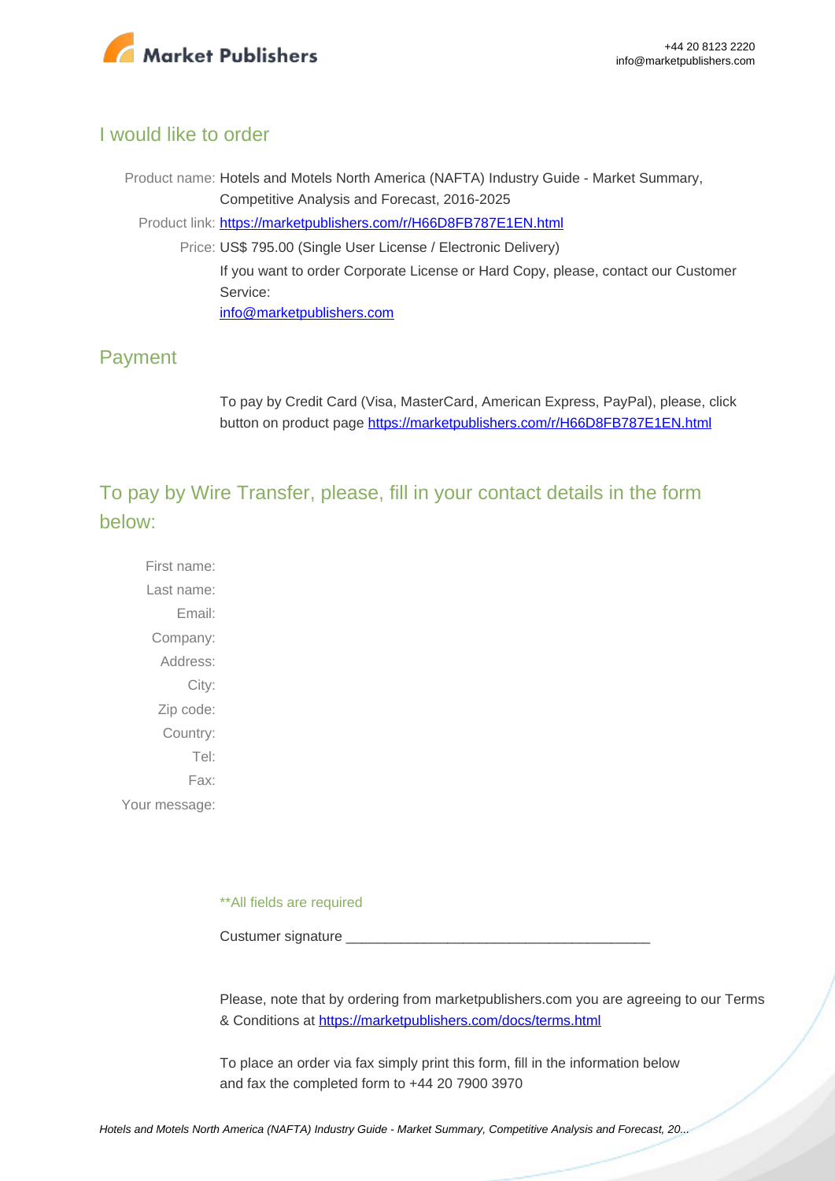## I would like to order

Product name: Hotels and Motels North America (NAFTA) Industry Guide - Market Summary, Competitive Analysis and Forecast, 2016-2025

Product link: https://marketpublishers.com/r/H66D8FB787E1EN.html

Price: US$ 795.00 (Single User License / Electronic Delivery)

If you want to order Corporate License or Hard Copy, please, contact our Customer Service:
info@marketpublishers.com

## Payment

To pay by Credit Card (Visa, MasterCard, American Express, PayPal), please, click button on product page https://marketpublishers.com/r/H66D8FB787E1EN.html

## To pay by Wire Transfer, please, fill in your contact details in the form below:

First name:
Last name:
Email:
Company:
Address:
City:
Zip code:
Country:
Tel:
Fax:
Your message:

**All fields are required

Custumer signature _______________________________________

Please, note that by ordering from marketpublishers.com you are agreeing to our Terms & Conditions at https://marketpublishers.com/docs/terms.html

To place an order via fax simply print this form, fill in the information below and fax the completed form to +44 20 7900 3970